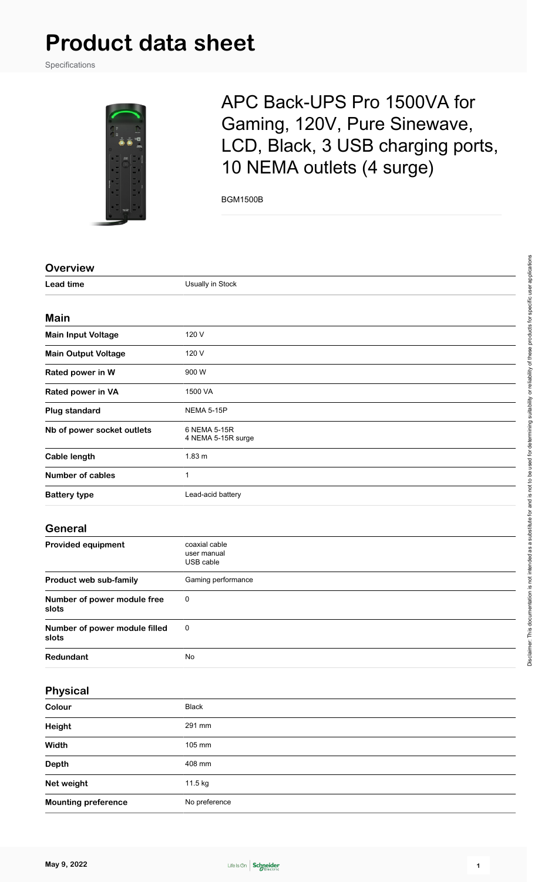# Product data sheet

Specifications

## APC Back-UPS Pro 1500VA for Gaming, 120V, Pure Sinewave, LCD, Black, 3 USB charging ports, 10 NEMA outlets (4 surge)

BGM1500B

### Overview

| | |
|---|---|
| **Lead time** | Usually in Stock |

### Main

| | |
|---|---|
| **Main Input Voltage** | 120 V |
| **Main Output Voltage** | 120 V |
| **Rated power in W** | 900 W |
| **Rated power in VA** | 1500 VA |
| **Plug standard** | NEMA 5-15P |
| **Nb of power socket outlets** | 6 NEMA 5-15R<br>4 NEMA 5-15R surge |
| **Cable length** | 1.83 m |
| **Number of cables** | 1 |
| **Battery type** | Lead-acid battery |

### General

| | |
|---|---|
| **Provided equipment** | coaxial cable<br>user manual<br>USB cable |
| **Product web sub-family** | Gaming performance |
| **Number of power module free slots** | 0 |
| **Number of power module filled slots** | 0 |
| **Redundant** | No |

### Physical

| | |
|---|---|
| **Colour** | Black |
| **Height** | 291 mm |
| **Width** | 105 mm |
| **Depth** | 408 mm |
| **Net weight** | 11.5 kg |
| **Mounting preference** | No preference |

Disclaimer: This documentation is not intended as a substitute for and is not to be used for determining suitability or reliability of these products for specific user applications

May 9, 2022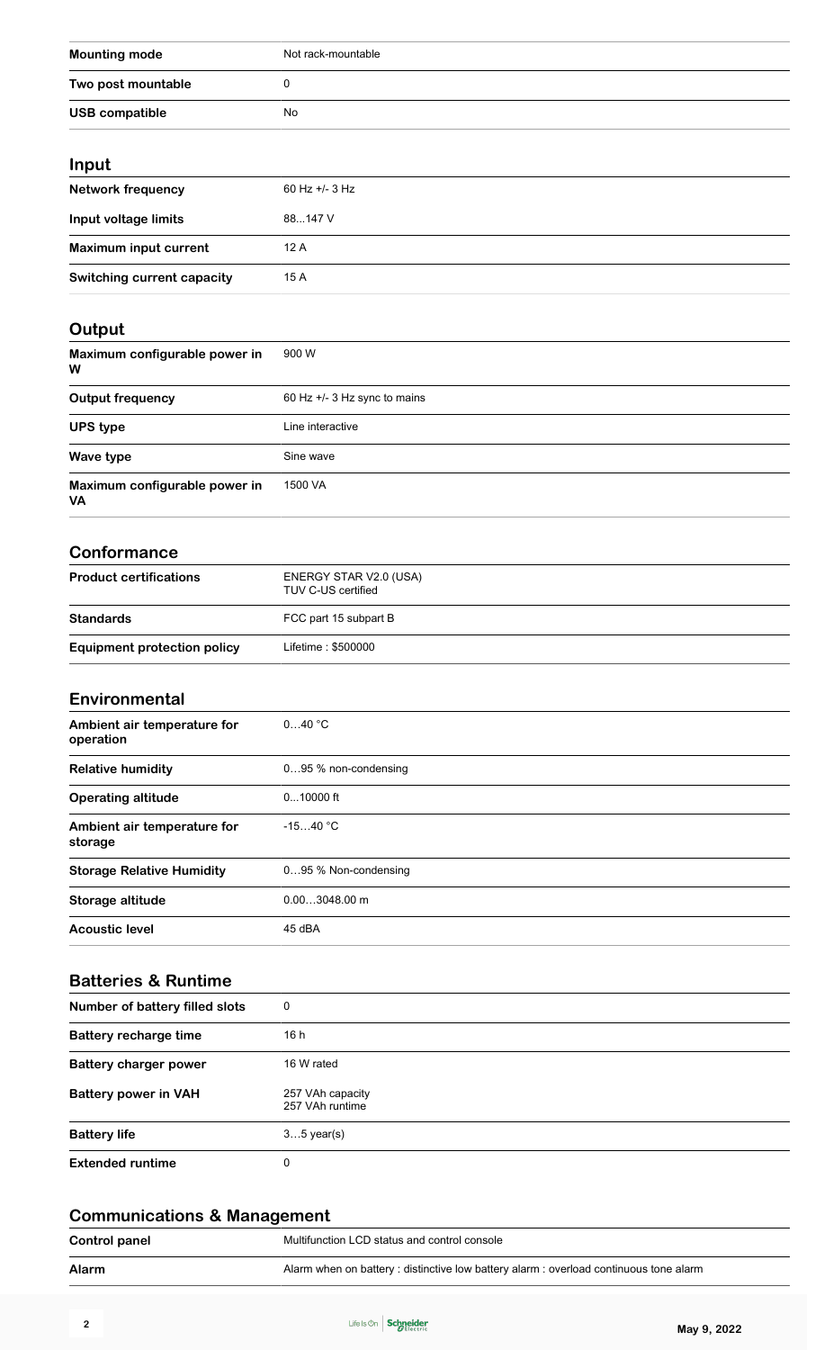| | |
| --- | --- |
| **Mounting mode** | Not rack-mountable |
| **Two post mountable** | 0 |
| **USB compatible** | No |

## Input

| | |
| --- | --- |
| **Network frequency** | 60 Hz +/- 3 Hz |
| **Input voltage limits** | 88…147 V |
| **Maximum input current** | 12 A |
| **Switching current capacity** | 15 A |

## Output

| | |
| --- | --- |
| **Maximum configurable power in W** | 900 W |
| **Output frequency** | 60 Hz +/- 3 Hz sync to mains |
| **UPS type** | Line interactive |
| **Wave type** | Sine wave |
| **Maximum configurable power in VA** | 1500 VA |

## Conformance

| | |
| --- | --- |
| **Product certifications** | ENERGY STAR V2.0 (USA)<br>TUV C-US certified |
| **Standards** | FCC part 15 subpart B |
| **Equipment protection policy** | Lifetime : $500000 |

## Environmental

| | |
| --- | --- |
| **Ambient air temperature for operation** | 0…40 °C |
| **Relative humidity** | 0…95 % non-condensing |
| **Operating altitude** | 0...10000 ft |
| **Ambient air temperature for storage** | -15…40 °C |
| **Storage Relative Humidity** | 0…95 % Non-condensing |
| **Storage altitude** | 0.00…3048.00 m |
| **Acoustic level** | 45 dBA |

## Batteries & Runtime

| | |
| --- | --- |
| **Number of battery filled slots** | 0 |
| **Battery recharge time** | 16 h |
| **Battery charger power** | 16 W rated |
| **Battery power in VAH** | 257 VAh capacity<br>257 VAh runtime |
| **Battery life** | 3…5 year(s) |
| **Extended runtime** | 0 |

## Communications & Management

| | |
| --- | --- |
| **Control panel** | Multifunction LCD status and control console |
| **Alarm** | Alarm when on battery : distinctive low battery alarm : overload continuous tone alarm |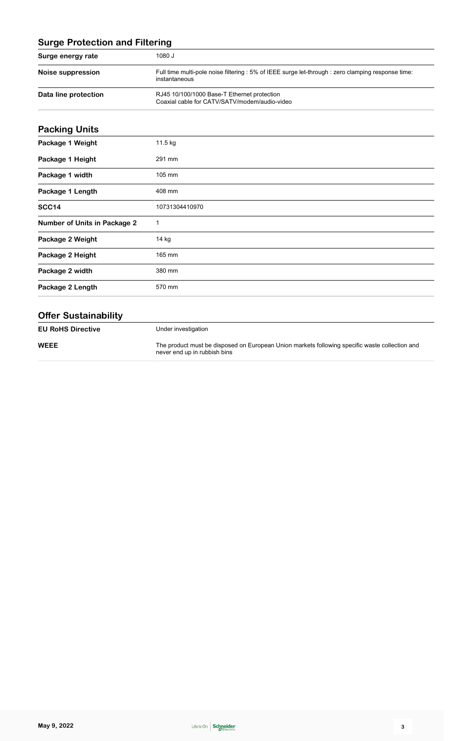## Surge Protection and Filtering

| | |
|---|---|
| Surge energy rate | 1080 J |
| Noise suppression | Full time multi-pole noise filtering : 5% of IEEE surge let-through : zero clamping response time: instantaneous |
| Data line protection | RJ45 10/100/1000 Base-T Ethernet protection<br>Coaxial cable for CATV/SATV/modem/audio-video |

## Packing Units

| | |
|---|---|
| Package 1 Weight | 11.5 kg |
| Package 1 Height | 291 mm |
| Package 1 width | 105 mm |
| Package 1 Length | 408 mm |
| SCC14 | 10731304410970 |
| Number of Units in Package 2 | 1 |
| Package 2 Weight | 14 kg |
| Package 2 Height | 165 mm |
| Package 2 width | 380 mm |
| Package 2 Length | 570 mm |

## Offer Sustainability

| | |
|---|---|
| EU RoHS Directive | Under investigation |
| WEEE | The product must be disposed on European Union markets following specific waste collection and never end up in rubbish bins |

May 9, 2022